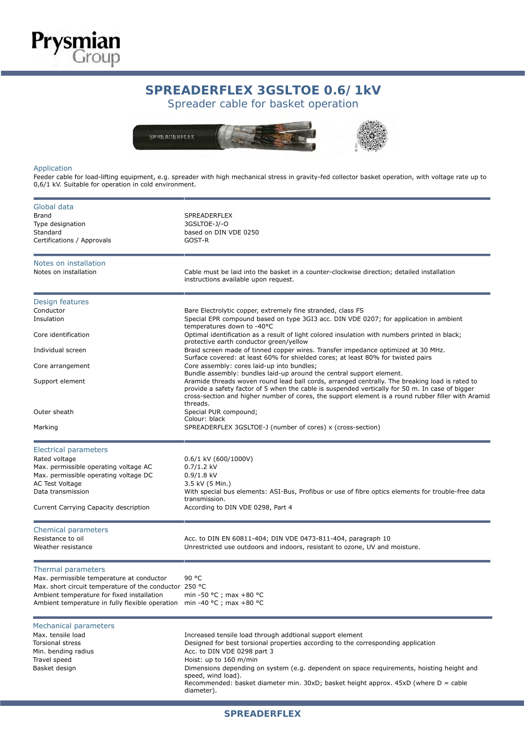# SPREADERFLEX 3GSLTOE 0.6/ 1kV

## Spreader cable for basket operation

### Application

Feeder cable for load-lifting equipment, e.g. spreader with high mechanical stress in gravity-fed collector basket operation, with voltage rate up to 0,6/1 kV. Suitable for operation in cold environment.

### Global data

| | |
|---|---|
| Brand | SPREADERFLEX |
| Type designation | 3GSLTOE-J/-O |
| Standard | based on DIN VDE 0250 |
| Certifications / Approvals | GOST-R |

### Notes on installation

| | |
|---|---|
| Notes on installation | Cable must be laid into the basket in a counter-clockwise direction; detailed installation instructions available upon request. |

### Design features

| | |
|---|---|
| Conductor | Bare Electrolytic copper, extremely fine stranded, class FS |
| Insulation | Special EPR compound based on type 3GI3 acc. DIN VDE 0207; for application in ambient temperatures down to -40°C |
| Core identification | Optimal identification as a result of light colored insulation with numbers printed in black; protective earth conductor green/yellow |
| Individual screen | Braid screen made of tinned copper wires. Transfer impedance optimized at 30 MHz. Surface covered: at least 60% for shielded cores; at least 80% for twisted pairs |
| Core arrangement | Core assembly: cores laid-up into bundles; Bundle assembly: bundles laid-up around the central support element. |
| Support element | Aramide threads woven round lead ball cords, arranged centrally. The breaking load is rated to provide a safety factor of 5 when the cable is suspended vertically for 50 m. In case of bigger cross-section and higher number of cores, the support element is a round rubber filler with Aramid threads. |
| Outer sheath | Special PUR compound; Colour: black |
| Marking | SPREADERFLEX 3GSLTOE-J (number of cores) x (cross-section) |

### Electrical parameters

| | |
|---|---|
| Rated voltage | 0.6/1 kV (600/1000V) |
| Max. permissible operating voltage AC | 0.7/1.2 kV |
| Max. permissible operating voltage DC | 0.9/1.8 kV |
| AC Test Voltage | 3.5 kV (5 Min.) |
| Data transmission | With special bus elements: ASI-Bus, Profibus or use of fibre optics elements for trouble-free data transmission. |
| Current Carrying Capacity description | According to DIN VDE 0298, Part 4 |

### Chemical parameters

| | |
|---|---|
| Resistance to oil | Acc. to DIN EN 60811-404; DIN VDE 0473-811-404, paragraph 10 |
| Weather resistance | Unrestricted use outdoors and indoors, resistant to ozone, UV and moisture. |

### Thermal parameters

| | |
|---|---|
| Max. permissible temperature at conductor | 90 °C |
| Max. short circuit temperature of the conductor | 250 °C |
| Ambient temperature for fixed installation | min -50 °C ; max +80 °C |
| Ambient temperature in fully flexible operation | min -40 °C ; max +80 °C |

### Mechanical parameters

| | |
|---|---|
| Max. tensile load | Increased tensile load through addtional support element |
| Torsional stress | Designed for best torsional properties according to the corresponding application |
| Min. bending radius | Acc. to DIN VDE 0298 part 3 |
| Travel speed | Hoist: up to 160 m/min |
| Basket design | Dimensions depending on system (e.g. dependent on space requirements, hoisting height and speed, wind load). Recommended: basket diameter min. 30xD; basket height approx. 45xD (where D = cable diameter). |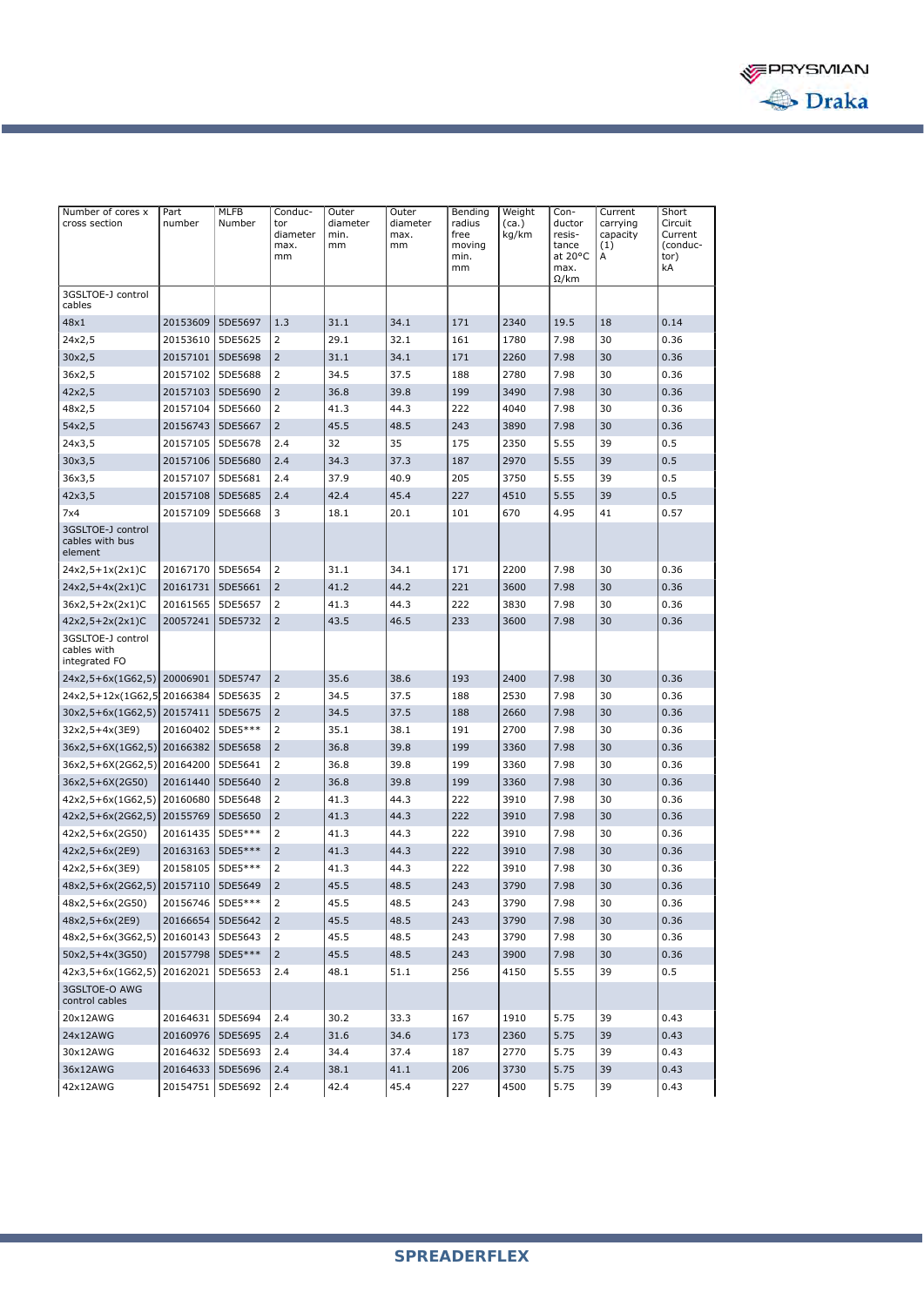| Number of cores x cross section | Part number | MLFB Number | Conductor diameter max. mm | Outer diameter min. mm | Outer diameter max. mm | Bending radius free moving min. mm | Weight (ca.) kg/km | Conductor resistance at 20°C max. Ω/km | Current carrying capacity (1) A | Short Circuit Current (conductor) kA |
|---|---|---|---|---|---|---|---|---|---|---|
| 3GSLTOE-J control cables | | | | | | | | | | |
| 48x1 | 20153609 | 5DE5697 | 1.3 | 31.1 | 34.1 | 171 | 2340 | 19.5 | 18 | 0.14 |
| 24x2,5 | 20153610 | 5DE5625 | 2 | 29.1 | 32.1 | 161 | 1780 | 7.98 | 30 | 0.36 |
| 30x2,5 | 20157101 | 5DE5698 | 2 | 31.1 | 34.1 | 171 | 2260 | 7.98 | 30 | 0.36 |
| 36x2,5 | 20157102 | 5DE5688 | 2 | 34.5 | 37.5 | 188 | 2780 | 7.98 | 30 | 0.36 |
| 42x2,5 | 20157103 | 5DE5690 | 2 | 36.8 | 39.8 | 199 | 3490 | 7.98 | 30 | 0.36 |
| 48x2,5 | 20157104 | 5DE5660 | 2 | 41.3 | 44.3 | 222 | 4040 | 7.98 | 30 | 0.36 |
| 54x2,5 | 20156743 | 5DE5667 | 2 | 45.5 | 48.5 | 243 | 3890 | 7.98 | 30 | 0.36 |
| 24x3,5 | 20157105 | 5DE5678 | 2.4 | 32 | 35 | 175 | 2350 | 5.55 | 39 | 0.5 |
| 30x3,5 | 20157106 | 5DE5680 | 2.4 | 34.3 | 37.3 | 187 | 2970 | 5.55 | 39 | 0.5 |
| 36x3,5 | 20157107 | 5DE5681 | 2.4 | 37.9 | 40.9 | 205 | 3750 | 5.55 | 39 | 0.5 |
| 42x3,5 | 20157108 | 5DE5685 | 2.4 | 42.4 | 45.4 | 227 | 4510 | 5.55 | 39 | 0.5 |
| 7x4 | 20157109 | 5DE5668 | 3 | 18.1 | 20.1 | 101 | 670 | 4.95 | 41 | 0.57 |
| 3GSLTOE-J control cables with bus element | | | | | | | | | | |
| 24x2,5+1x(2x1)C | 20167170 | 5DE5654 | 2 | 31.1 | 34.1 | 171 | 2200 | 7.98 | 30 | 0.36 |
| 24x2,5+4x(2x1)C | 20161731 | 5DE5661 | 2 | 41.2 | 44.2 | 221 | 3600 | 7.98 | 30 | 0.36 |
| 36x2,5+2x(2x1)C | 20161565 | 5DE5657 | 2 | 41.3 | 44.3 | 222 | 3830 | 7.98 | 30 | 0.36 |
| 42x2,5+2x(2x1)C | 20057241 | 5DE5732 | 2 | 43.5 | 46.5 | 233 | 3600 | 7.98 | 30 | 0.36 |
| 3GSLTOE-J control cables with integrated FO | | | | | | | | | | |
| 24x2,5+6x(1G62,5) | 20006901 | 5DE5747 | 2 | 35.6 | 38.6 | 193 | 2400 | 7.98 | 30 | 0.36 |
| 24x2,5+12x(1G62,5 | 20166384 | 5DE5635 | 2 | 34.5 | 37.5 | 188 | 2530 | 7.98 | 30 | 0.36 |
| 30x2,5+6x(1G62,5) | 20157411 | 5DE5675 | 2 | 34.5 | 37.5 | 188 | 2660 | 7.98 | 30 | 0.36 |
| 32x2,5+4x(3E9) | 20160402 | 5DE5*** | 2 | 35.1 | 38.1 | 191 | 2700 | 7.98 | 30 | 0.36 |
| 36x2,5+6X(1G62,5) | 20166382 | 5DE5658 | 2 | 36.8 | 39.8 | 199 | 3360 | 7.98 | 30 | 0.36 |
| 36x2,5+6X(2G62,5) | 20164200 | 5DE5641 | 2 | 36.8 | 39.8 | 199 | 3360 | 7.98 | 30 | 0.36 |
| 36x2,5+6X(2G50) | 20161440 | 5DE5640 | 2 | 36.8 | 39.8 | 199 | 3360 | 7.98 | 30 | 0.36 |
| 42x2,5+6x(1G62,5) | 20160680 | 5DE5648 | 2 | 41.3 | 44.3 | 222 | 3910 | 7.98 | 30 | 0.36 |
| 42x2,5+6x(2G62,5) | 20155769 | 5DE5650 | 2 | 41.3 | 44.3 | 222 | 3910 | 7.98 | 30 | 0.36 |
| 42x2,5+6x(2G50) | 20161435 | 5DE5*** | 2 | 41.3 | 44.3 | 222 | 3910 | 7.98 | 30 | 0.36 |
| 42x2,5+6x(2E9) | 20163163 | 5DE5*** | 2 | 41.3 | 44.3 | 222 | 3910 | 7.98 | 30 | 0.36 |
| 42x2,5+6x(3E9) | 20158105 | 5DE5*** | 2 | 41.3 | 44.3 | 222 | 3910 | 7.98 | 30 | 0.36 |
| 48x2,5+6x(2G62,5) | 20157110 | 5DE5649 | 2 | 45.5 | 48.5 | 243 | 3790 | 7.98 | 30 | 0.36 |
| 48x2,5+6x(2G50) | 20156746 | 5DE5*** | 2 | 45.5 | 48.5 | 243 | 3790 | 7.98 | 30 | 0.36 |
| 48x2,5+6x(2E9) | 20166654 | 5DE5642 | 2 | 45.5 | 48.5 | 243 | 3790 | 7.98 | 30 | 0.36 |
| 48x2,5+6x(3G62,5) | 20160143 | 5DE5643 | 2 | 45.5 | 48.5 | 243 | 3790 | 7.98 | 30 | 0.36 |
| 50x2,5+4x(3G50) | 20157798 | 5DE5*** | 2 | 45.5 | 48.5 | 243 | 3900 | 7.98 | 30 | 0.36 |
| 42x3,5+6x(1G62,5) | 20162021 | 5DE5653 | 2.4 | 48.1 | 51.1 | 256 | 4150 | 5.55 | 39 | 0.5 |
| 3GSLTOE-O AWG control cables | | | | | | | | | | |
| 20x12AWG | 20164631 | 5DE5694 | 2.4 | 30.2 | 33.3 | 167 | 1910 | 5.75 | 39 | 0.43 |
| 24x12AWG | 20160976 | 5DE5695 | 2.4 | 31.6 | 34.6 | 173 | 2360 | 5.75 | 39 | 0.43 |
| 30x12AWG | 20164632 | 5DE5693 | 2.4 | 34.4 | 37.4 | 187 | 2770 | 5.75 | 39 | 0.43 |
| 36x12AWG | 20164633 | 5DE5696 | 2.4 | 38.1 | 41.1 | 206 | 3730 | 5.75 | 39 | 0.43 |
| 42x12AWG | 20154751 | 5DE5692 | 2.4 | 42.4 | 45.4 | 227 | 4500 | 5.75 | 39 | 0.43 |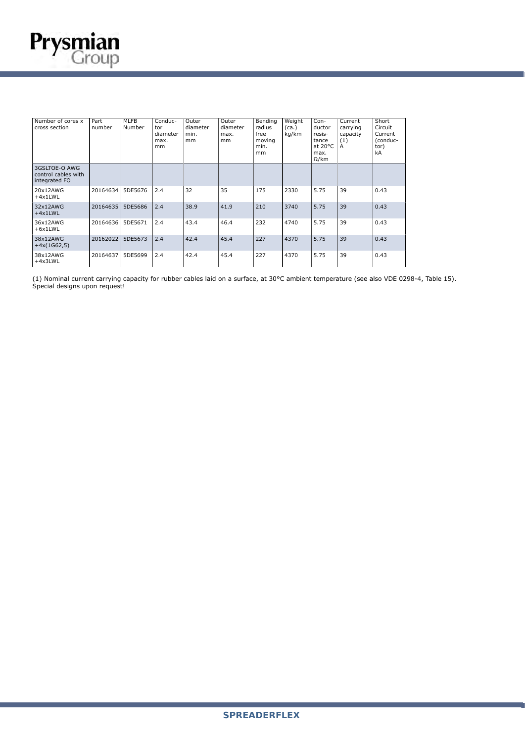| Number of cores x cross section | Part number | MLFB Number | Conductor diameter max. mm | Outer diameter min. mm | Outer diameter max. mm | Bending radius free moving min. mm | Weight (ca.) kg/km | Conductor resistance at 20°C max. Ω/km | Current carrying capacity (1) A | Short Circuit Current (conductor) kA |
|---|---|---|---|---|---|---|---|---|---|---|
| 3GSLTOE-O AWG control cables with integrated FO | | | | | | | | | | |
| 20x12AWG +4x1LWL | 20164634 | 5DE5676 | 2.4 | 32 | 35 | 175 | 2330 | 5.75 | 39 | 0.43 |
| 32x12AWG +4x1LWL | 20164635 | 5DE5686 | 2.4 | 38.9 | 41.9 | 210 | 3740 | 5.75 | 39 | 0.43 |
| 36x12AWG +6x1LWL | 20164636 | 5DE5671 | 2.4 | 43.4 | 46.4 | 232 | 4740 | 5.75 | 39 | 0.43 |
| 38x12AWG +4x(1G62,5) | 20162022 | 5DE5673 | 2.4 | 42.4 | 45.4 | 227 | 4370 | 5.75 | 39 | 0.43 |
| 38x12AWG +4x3LWL | 20164637 | 5DE5699 | 2.4 | 42.4 | 45.4 | 227 | 4370 | 5.75 | 39 | 0.43 |

(1) Nominal current carrying capacity for rubber cables laid on a surface, at 30°C ambient temperature (see also VDE 0298-4, Table 15).
Special designs upon request!